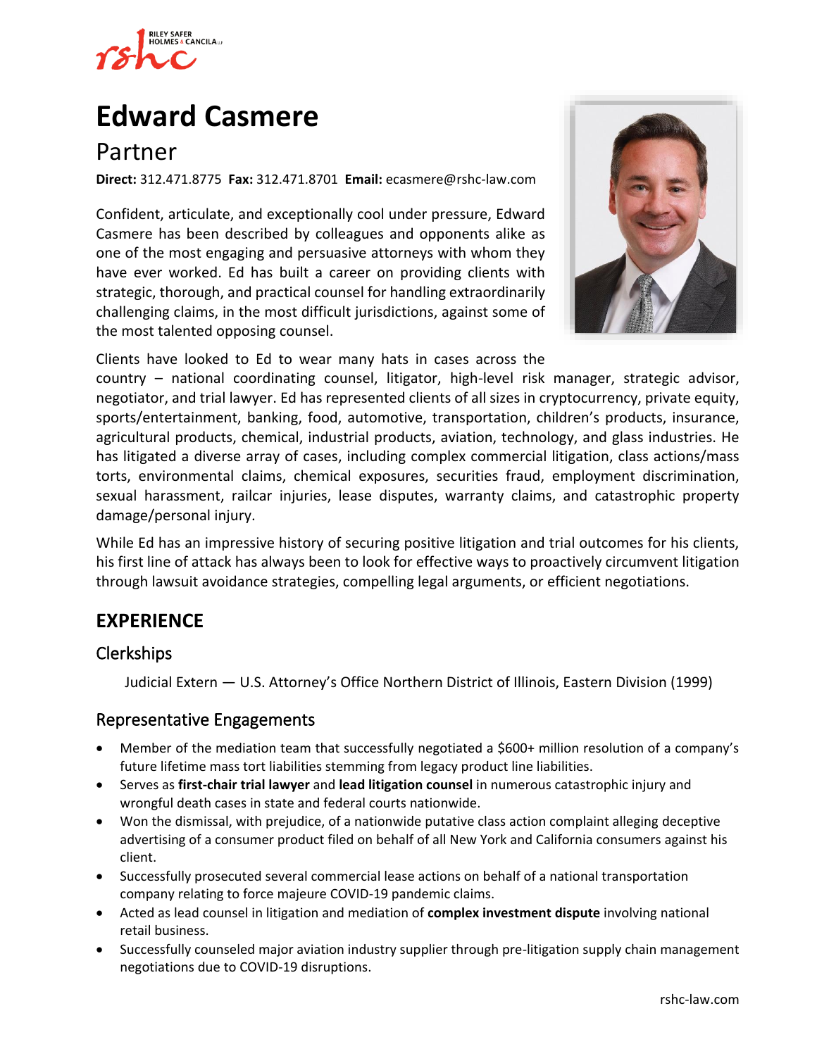# Edward Casmere

## Partner

**Direct:** 312.471.8775 **Fax:** 312.471.8701 **Email:** ecasmere@rshc-law.com

Confident, articulate, and exceptionally cool under pressure, Edward Casmere has been described by colleagues and opponents alike as one of the most engaging and persuasive attorneys with whom they have ever worked. Ed has built a career on providing clients with strategic, thorough, and practical counsel for handling extraordinarily challenging claims, in the most difficult jurisdictions, against some of the most talented opposing counsel.

Clients have looked to Ed to wear many hats in cases across the country – national coordinating counsel, litigator, high-level risk manager, strategic advisor, negotiator, and trial lawyer. Ed has represented clients of all sizes in cryptocurrency, private equity, sports/entertainment, banking, food, automotive, transportation, children's products, insurance, agricultural products, chemical, industrial products, aviation, technology, and glass industries. He has litigated a diverse array of cases, including complex commercial litigation, class actions/mass torts, environmental claims, chemical exposures, securities fraud, employment discrimination, sexual harassment, railcar injuries, lease disputes, warranty claims, and catastrophic property damage/personal injury.

While Ed has an impressive history of securing positive litigation and trial outcomes for his clients, his first line of attack has always been to look for effective ways to proactively circumvent litigation through lawsuit avoidance strategies, compelling legal arguments, or efficient negotiations.

## EXPERIENCE

### Clerkships

Judicial Extern — U.S. Attorney's Office Northern District of Illinois, Eastern Division (1999)

### Representative Engagements

- Member of the mediation team that successfully negotiated a $600+ million resolution of a company's future lifetime mass tort liabilities stemming from legacy product line liabilities.
- Serves as **first-chair trial lawyer** and **lead litigation counsel** in numerous catastrophic injury and wrongful death cases in state and federal courts nationwide.
- Won the dismissal, with prejudice, of a nationwide putative class action complaint alleging deceptive advertising of a consumer product filed on behalf of all New York and California consumers against his client.
- Successfully prosecuted several commercial lease actions on behalf of a national transportation company relating to force majeure COVID-19 pandemic claims.
- Acted as lead counsel in litigation and mediation of **complex investment dispute** involving national retail business.
- Successfully counseled major aviation industry supplier through pre-litigation supply chain management negotiations due to COVID-19 disruptions.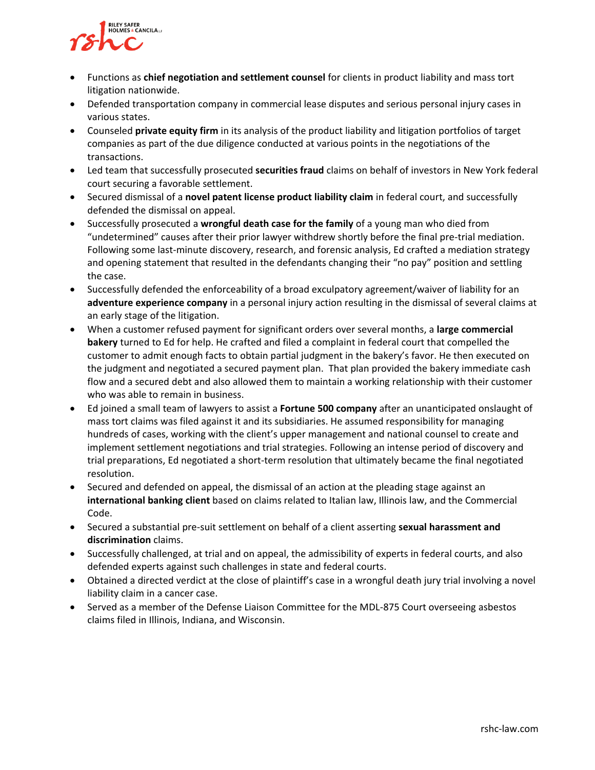- Functions as **chief negotiation and settlement counsel** for clients in product liability and mass tort litigation nationwide.
- Defended transportation company in commercial lease disputes and serious personal injury cases in various states.
- Counseled **private equity firm** in its analysis of the product liability and litigation portfolios of target companies as part of the due diligence conducted at various points in the negotiations of the transactions.
- Led team that successfully prosecuted **securities fraud** claims on behalf of investors in New York federal court securing a favorable settlement.
- Secured dismissal of a **novel patent license product liability claim** in federal court, and successfully defended the dismissal on appeal.
- Successfully prosecuted a **wrongful death case for the family** of a young man who died from "undetermined" causes after their prior lawyer withdrew shortly before the final pre-trial mediation. Following some last-minute discovery, research, and forensic analysis, Ed crafted a mediation strategy and opening statement that resulted in the defendants changing their "no pay" position and settling the case.
- Successfully defended the enforceability of a broad exculpatory agreement/waiver of liability for an **adventure experience company** in a personal injury action resulting in the dismissal of several claims at an early stage of the litigation.
- When a customer refused payment for significant orders over several months, a **large commercial bakery** turned to Ed for help. He crafted and filed a complaint in federal court that compelled the customer to admit enough facts to obtain partial judgment in the bakery's favor. He then executed on the judgment and negotiated a secured payment plan. That plan provided the bakery immediate cash flow and a secured debt and also allowed them to maintain a working relationship with their customer who was able to remain in business.
- Ed joined a small team of lawyers to assist a **Fortune 500 company** after an unanticipated onslaught of mass tort claims was filed against it and its subsidiaries. He assumed responsibility for managing hundreds of cases, working with the client's upper management and national counsel to create and implement settlement negotiations and trial strategies. Following an intense period of discovery and trial preparations, Ed negotiated a short-term resolution that ultimately became the final negotiated resolution.
- Secured and defended on appeal, the dismissal of an action at the pleading stage against an **international banking client** based on claims related to Italian law, Illinois law, and the Commercial Code.
- Secured a substantial pre-suit settlement on behalf of a client asserting **sexual harassment and discrimination** claims.
- Successfully challenged, at trial and on appeal, the admissibility of experts in federal courts, and also defended experts against such challenges in state and federal courts.
- Obtained a directed verdict at the close of plaintiff's case in a wrongful death jury trial involving a novel liability claim in a cancer case.
- Served as a member of the Defense Liaison Committee for the MDL-875 Court overseeing asbestos claims filed in Illinois, Indiana, and Wisconsin.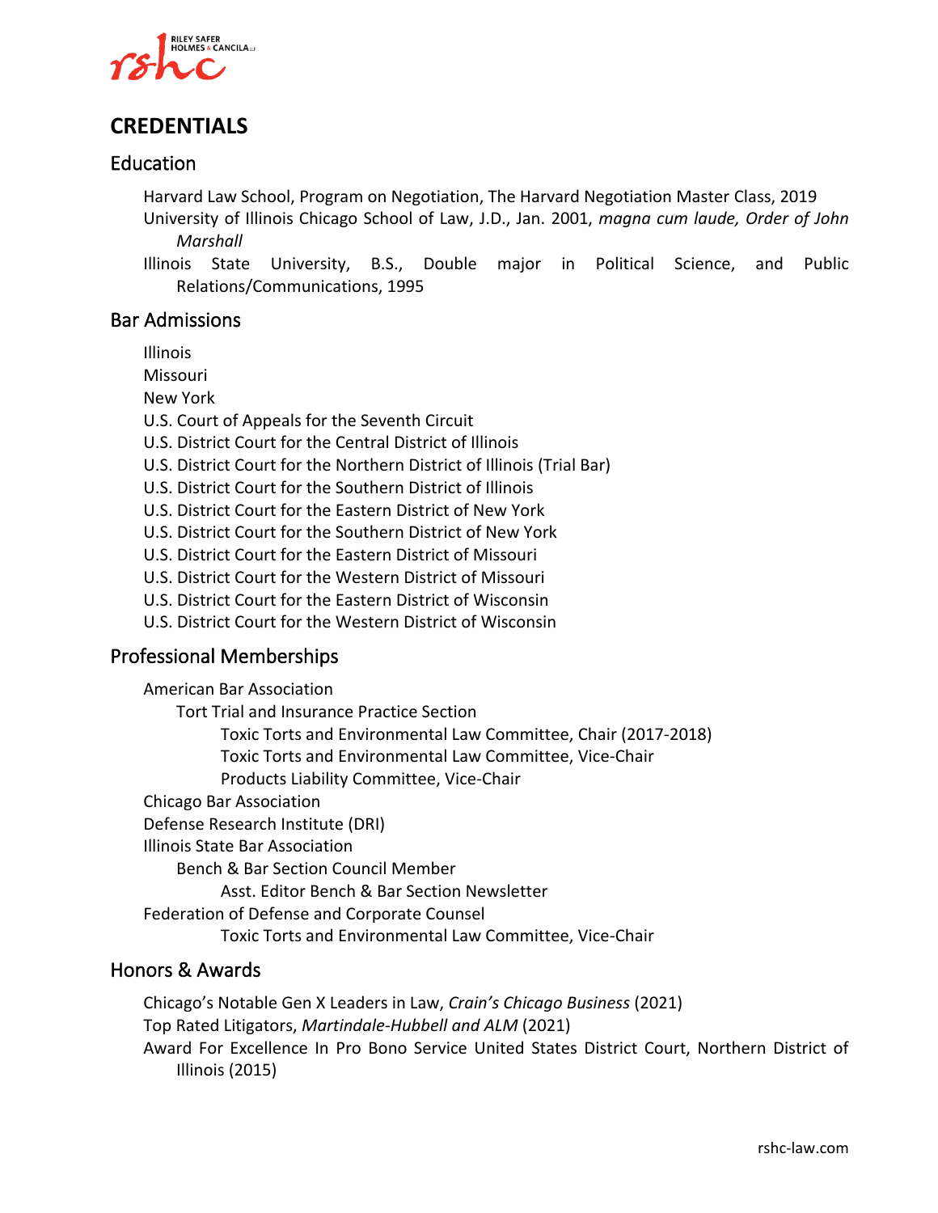# CREDENTIALS

## Education

- Harvard Law School, Program on Negotiation, The Harvard Negotiation Master Class, 2019
- University of Illinois Chicago School of Law, J.D., Jan. 2001, *magna cum laude, Order of John Marshall*
- Illinois State University, B.S., Double major in Political Science, and Public Relations/Communications, 1995

## Bar Admissions

- Illinois
- Missouri
- New York
- U.S. Court of Appeals for the Seventh Circuit
- U.S. District Court for the Central District of Illinois
- U.S. District Court for the Northern District of Illinois (Trial Bar)
- U.S. District Court for the Southern District of Illinois
- U.S. District Court for the Eastern District of New York
- U.S. District Court for the Southern District of New York
- U.S. District Court for the Eastern District of Missouri
- U.S. District Court for the Western District of Missouri
- U.S. District Court for the Eastern District of Wisconsin
- U.S. District Court for the Western District of Wisconsin

## Professional Memberships

- American Bar Association
  - Tort Trial and Insurance Practice Section
    - Toxic Torts and Environmental Law Committee, Chair (2017-2018)
    - Toxic Torts and Environmental Law Committee, Vice-Chair
    - Products Liability Committee, Vice-Chair
- Chicago Bar Association
- Defense Research Institute (DRI)
- Illinois State Bar Association
  - Bench & Bar Section Council Member
    - Asst. Editor Bench & Bar Section Newsletter
- Federation of Defense and Corporate Counsel
  - Toxic Torts and Environmental Law Committee, Vice-Chair

## Honors & Awards

- Chicago's Notable Gen X Leaders in Law, *Crain's Chicago Business* (2021)
- Top Rated Litigators, *Martindale-Hubbell and ALM* (2021)
- Award For Excellence In Pro Bono Service United States District Court, Northern District of Illinois (2015)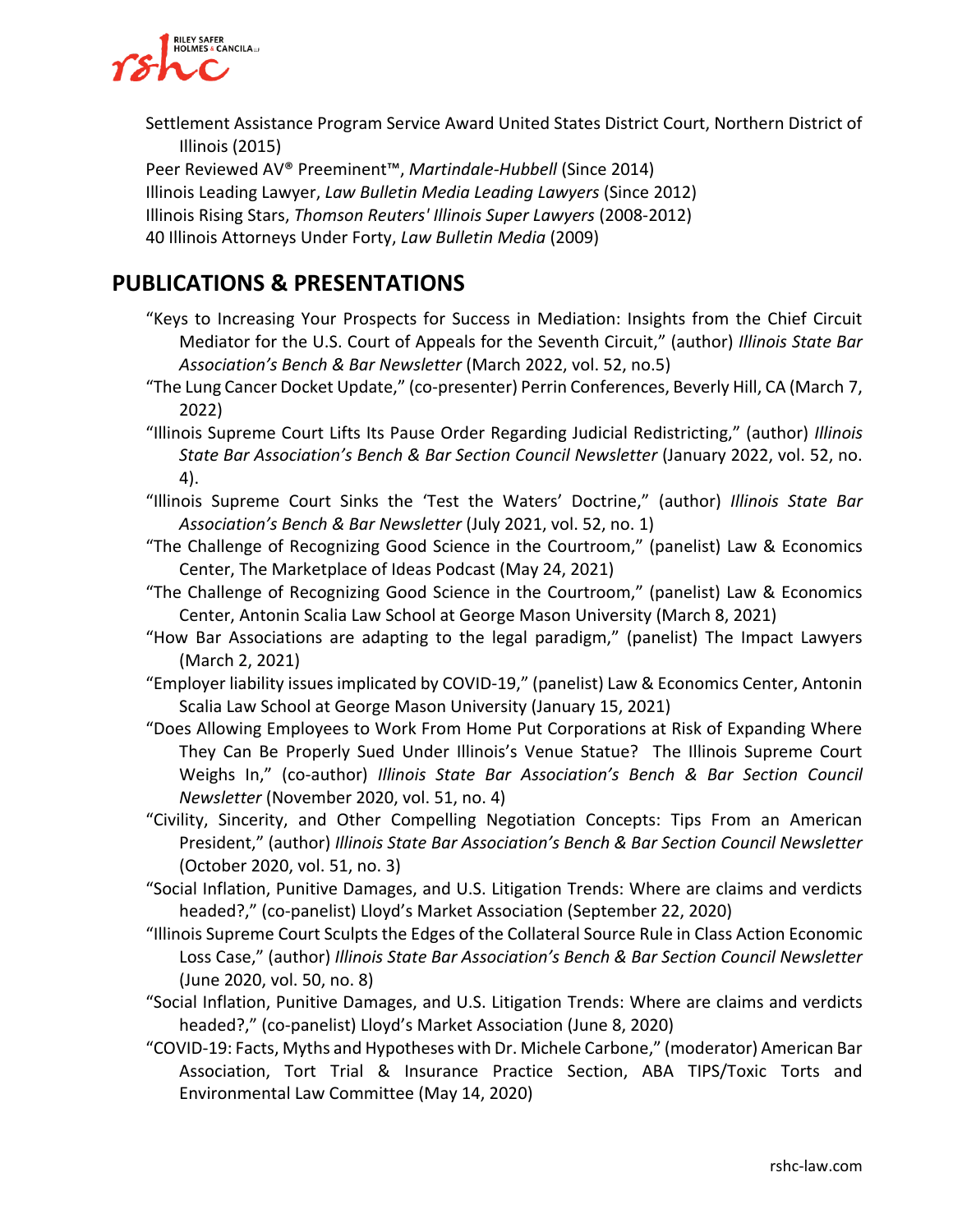Settlement Assistance Program Service Award United States District Court, Northern District of Illinois (2015)

Peer Reviewed AV® Preeminent™, *Martindale-Hubbell* (Since 2014)

Illinois Leading Lawyer, *Law Bulletin Media Leading Lawyers* (Since 2012)

Illinois Rising Stars, *Thomson Reuters' Illinois Super Lawyers* (2008-2012)

40 Illinois Attorneys Under Forty, *Law Bulletin Media* (2009)

## PUBLICATIONS & PRESENTATIONS

"Keys to Increasing Your Prospects for Success in Mediation: Insights from the Chief Circuit Mediator for the U.S. Court of Appeals for the Seventh Circuit," (author) *Illinois State Bar Association's Bench & Bar Newsletter* (March 2022, vol. 52, no.5)

"The Lung Cancer Docket Update," (co-presenter) Perrin Conferences, Beverly Hill, CA (March 7, 2022)

"Illinois Supreme Court Lifts Its Pause Order Regarding Judicial Redistricting," (author) *Illinois State Bar Association's Bench & Bar Section Council Newsletter* (January 2022, vol. 52, no. 4).

"Illinois Supreme Court Sinks the 'Test the Waters' Doctrine," (author) *Illinois State Bar Association's Bench & Bar Newsletter* (July 2021, vol. 52, no. 1)

"The Challenge of Recognizing Good Science in the Courtroom," (panelist) Law & Economics Center, The Marketplace of Ideas Podcast (May 24, 2021)

"The Challenge of Recognizing Good Science in the Courtroom," (panelist) Law & Economics Center, Antonin Scalia Law School at George Mason University (March 8, 2021)

"How Bar Associations are adapting to the legal paradigm," (panelist) The Impact Lawyers (March 2, 2021)

"Employer liability issues implicated by COVID-19," (panelist) Law & Economics Center, Antonin Scalia Law School at George Mason University (January 15, 2021)

"Does Allowing Employees to Work From Home Put Corporations at Risk of Expanding Where They Can Be Properly Sued Under Illinois's Venue Statue? The Illinois Supreme Court Weighs In," (co-author) *Illinois State Bar Association's Bench & Bar Section Council Newsletter* (November 2020, vol. 51, no. 4)

"Civility, Sincerity, and Other Compelling Negotiation Concepts: Tips From an American President," (author) *Illinois State Bar Association's Bench & Bar Section Council Newsletter* (October 2020, vol. 51, no. 3)

"Social Inflation, Punitive Damages, and U.S. Litigation Trends: Where are claims and verdicts headed?," (co-panelist) Lloyd's Market Association (September 22, 2020)

"Illinois Supreme Court Sculpts the Edges of the Collateral Source Rule in Class Action Economic Loss Case," (author) *Illinois State Bar Association's Bench & Bar Section Council Newsletter* (June 2020, vol. 50, no. 8)

"Social Inflation, Punitive Damages, and U.S. Litigation Trends: Where are claims and verdicts headed?," (co-panelist) Lloyd's Market Association (June 8, 2020)

"COVID-19: Facts, Myths and Hypotheses with Dr. Michele Carbone," (moderator) American Bar Association, Tort Trial & Insurance Practice Section, ABA TIPS/Toxic Torts and Environmental Law Committee (May 14, 2020)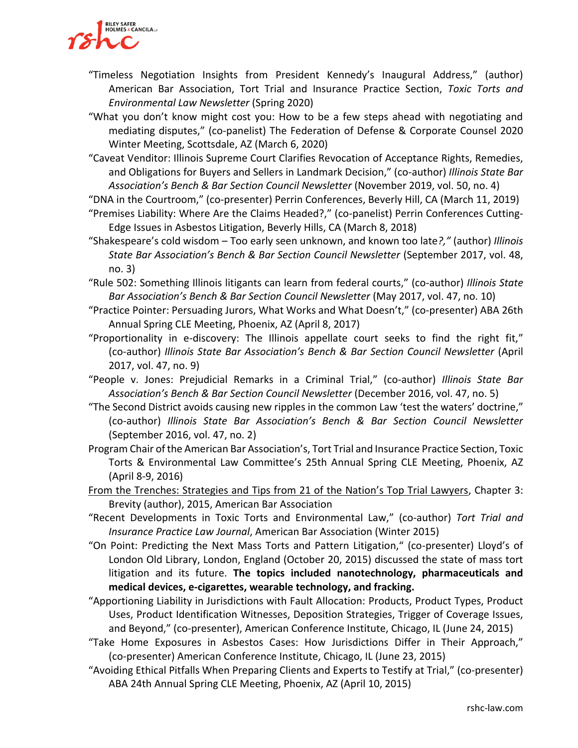“Timeless Negotiation Insights from President Kennedy’s Inaugural Address,” (author) American Bar Association, Tort Trial and Insurance Practice Section, *Toxic Torts and Environmental Law Newsletter* (Spring 2020)

“What you don’t know might cost you: How to be a few steps ahead with negotiating and mediating disputes,” (co-panelist) The Federation of Defense & Corporate Counsel 2020 Winter Meeting, Scottsdale, AZ (March 6, 2020)

“Caveat Venditor: Illinois Supreme Court Clarifies Revocation of Acceptance Rights, Remedies, and Obligations for Buyers and Sellers in Landmark Decision,” (co-author) *Illinois State Bar Association’s Bench & Bar Section Council Newsletter* (November 2019, vol. 50, no. 4)

“DNA in the Courtroom,” (co-presenter) Perrin Conferences, Beverly Hill, CA (March 11, 2019)

“Premises Liability: Where Are the Claims Headed?,” (co-panelist) Perrin Conferences Cutting-Edge Issues in Asbestos Litigation, Beverly Hills, CA (March 8, 2018)

“Shakespeare’s cold wisdom – Too early seen unknown, and known too late*?,”* (author) *Illinois State Bar Association’s Bench & Bar Section Council Newsletter* (September 2017, vol. 48, no. 3)

“Rule 502: Something Illinois litigants can learn from federal courts,” (co-author) *Illinois State Bar Association’s Bench & Bar Section Council Newsletter* (May 2017, vol. 47, no. 10)

“Practice Pointer: Persuading Jurors, What Works and What Doesn’t,” (co-presenter) ABA 26th Annual Spring CLE Meeting, Phoenix, AZ (April 8, 2017)

“Proportionality in e-discovery: The Illinois appellate court seeks to find the right fit,” (co-author) *Illinois State Bar Association’s Bench & Bar Section Council Newsletter* (April 2017, vol. 47, no. 9)

“People v. Jones: Prejudicial Remarks in a Criminal Trial,” (co-author) *Illinois State Bar Association’s Bench & Bar Section Council Newsletter* (December 2016, vol. 47, no. 5)

“The Second District avoids causing new ripples in the common Law ‘test the waters’ doctrine,” (co-author) *Illinois State Bar Association’s Bench & Bar Section Council Newsletter* (September 2016, vol. 47, no. 2)

Program Chair of the American Bar Association’s, Tort Trial and Insurance Practice Section, Toxic Torts & Environmental Law Committee’s 25th Annual Spring CLE Meeting, Phoenix, AZ (April 8-9, 2016)

From the Trenches: Strategies and Tips from 21 of the Nation’s Top Trial Lawyers, Chapter 3: Brevity (author), 2015, American Bar Association

“Recent Developments in Toxic Torts and Environmental Law,” (co-author) *Tort Trial and Insurance Practice Law Journal*, American Bar Association (Winter 2015)

“On Point: Predicting the Next Mass Torts and Pattern Litigation,“ (co-presenter) Lloyd’s of London Old Library, London, England (October 20, 2015) discussed the state of mass tort litigation and its future. **The topics included nanotechnology, pharmaceuticals and medical devices, e-cigarettes, wearable technology, and fracking.**

“Apportioning Liability in Jurisdictions with Fault Allocation: Products, Product Types, Product Uses, Product Identification Witnesses, Deposition Strategies, Trigger of Coverage Issues, and Beyond,” (co-presenter), American Conference Institute, Chicago, IL (June 24, 2015)

“Take Home Exposures in Asbestos Cases: How Jurisdictions Differ in Their Approach,” (co-presenter) American Conference Institute, Chicago, IL (June 23, 2015)

“Avoiding Ethical Pitfalls When Preparing Clients and Experts to Testify at Trial,” (co-presenter) ABA 24th Annual Spring CLE Meeting, Phoenix, AZ (April 10, 2015)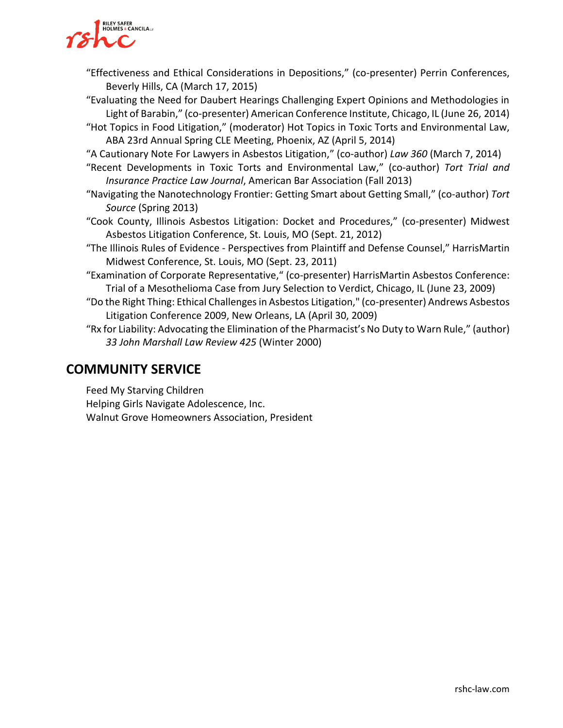"Effectiveness and Ethical Considerations in Depositions," (co-presenter) Perrin Conferences, Beverly Hills, CA (March 17, 2015)

"Evaluating the Need for Daubert Hearings Challenging Expert Opinions and Methodologies in Light of Barabin," (co-presenter) American Conference Institute, Chicago, IL (June 26, 2014)

"Hot Topics in Food Litigation," (moderator) Hot Topics in Toxic Torts and Environmental Law, ABA 23rd Annual Spring CLE Meeting, Phoenix, AZ (April 5, 2014)

"A Cautionary Note For Lawyers in Asbestos Litigation," (co-author) *Law 360* (March 7, 2014)

"Recent Developments in Toxic Torts and Environmental Law," (co-author) *Tort Trial and Insurance Practice Law Journal*, American Bar Association (Fall 2013)

"Navigating the Nanotechnology Frontier: Getting Smart about Getting Small," (co-author) *Tort Source* (Spring 2013)

"Cook County, Illinois Asbestos Litigation: Docket and Procedures," (co-presenter) Midwest Asbestos Litigation Conference, St. Louis, MO (Sept. 21, 2012)

"The Illinois Rules of Evidence - Perspectives from Plaintiff and Defense Counsel," HarrisMartin Midwest Conference, St. Louis, MO (Sept. 23, 2011)

"Examination of Corporate Representative," (co-presenter) HarrisMartin Asbestos Conference: Trial of a Mesothelioma Case from Jury Selection to Verdict, Chicago, IL (June 23, 2009)

"Do the Right Thing: Ethical Challenges in Asbestos Litigation," (co-presenter) Andrews Asbestos Litigation Conference 2009, New Orleans, LA (April 30, 2009)

"Rx for Liability: Advocating the Elimination of the Pharmacist's No Duty to Warn Rule," (author) *33 John Marshall Law Review 425* (Winter 2000)

## COMMUNITY SERVICE

Feed My Starving Children

Helping Girls Navigate Adolescence, Inc.

Walnut Grove Homeowners Association, President